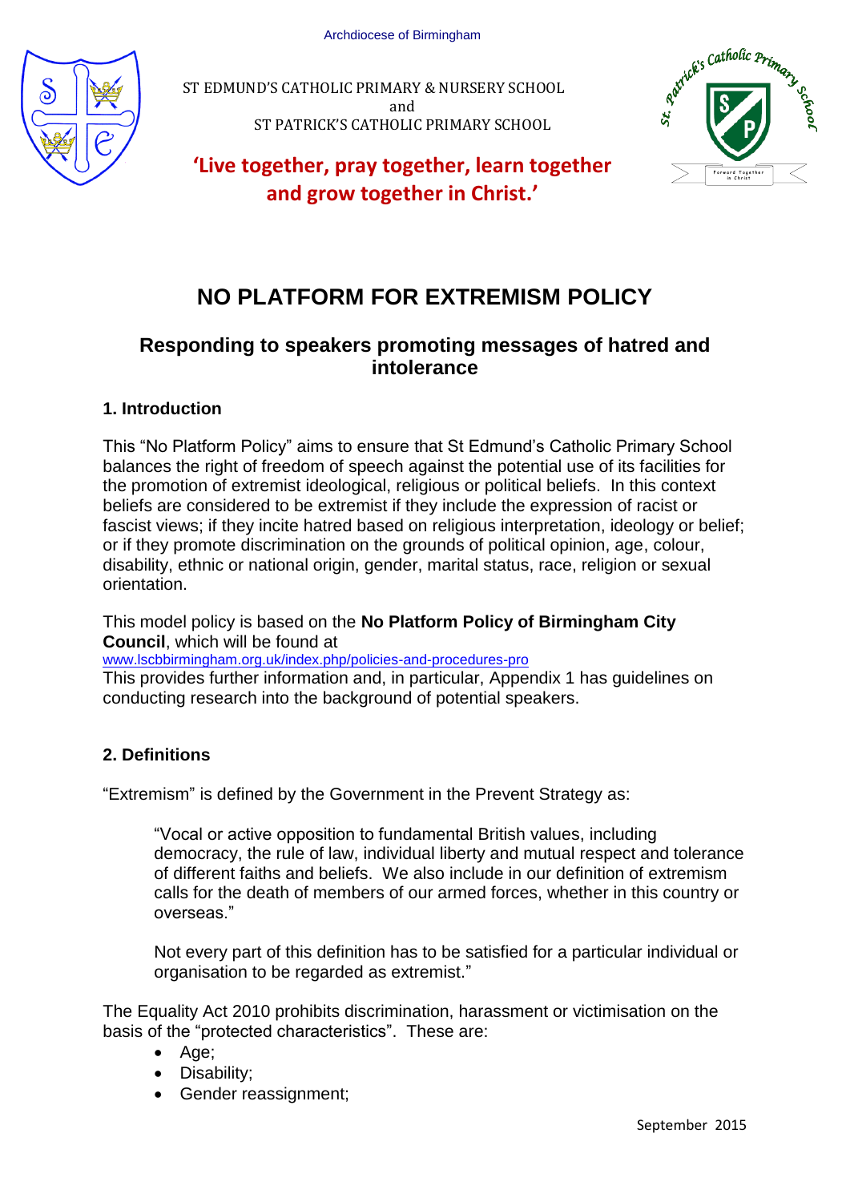Archdiocese of Birmingham

ST EDMUND'S CATHOLIC PRIMARY & NURSERY SCHOOL
and
ST PATRICK'S CATHOLIC PRIMARY SCHOOL

**'Live together, pray together, learn together and grow together in Christ.'**

# NO PLATFORM FOR EXTREMISM POLICY

## Responding to speakers promoting messages of hatred and intolerance

### 1. Introduction

This "No Platform Policy" aims to ensure that St Edmund's Catholic Primary School balances the right of freedom of speech against the potential use of its facilities for the promotion of extremist ideological, religious or political beliefs. In this context beliefs are considered to be extremist if they include the expression of racist or fascist views; if they incite hatred based on religious interpretation, ideology or belief; or if they promote discrimination on the grounds of political opinion, age, colour, disability, ethnic or national origin, gender, marital status, race, religion or sexual orientation.

This model policy is based on the **No Platform Policy of Birmingham City Council**, which will be found at
www.lscbbirmingham.org.uk/index.php/policies-and-procedures-pro
This provides further information and, in particular, Appendix 1 has guidelines on conducting research into the background of potential speakers.

### 2. Definitions

"Extremism" is defined by the Government in the Prevent Strategy as:

> "Vocal or active opposition to fundamental British values, including democracy, the rule of law, individual liberty and mutual respect and tolerance of different faiths and beliefs. We also include in our definition of extremism calls for the death of members of our armed forces, whether in this country or overseas."
>
> Not every part of this definition has to be satisfied for a particular individual or organisation to be regarded as extremist."

The Equality Act 2010 prohibits discrimination, harassment or victimisation on the basis of the "protected characteristics". These are:

- Age;
- Disability;
- Gender reassignment;

September 2015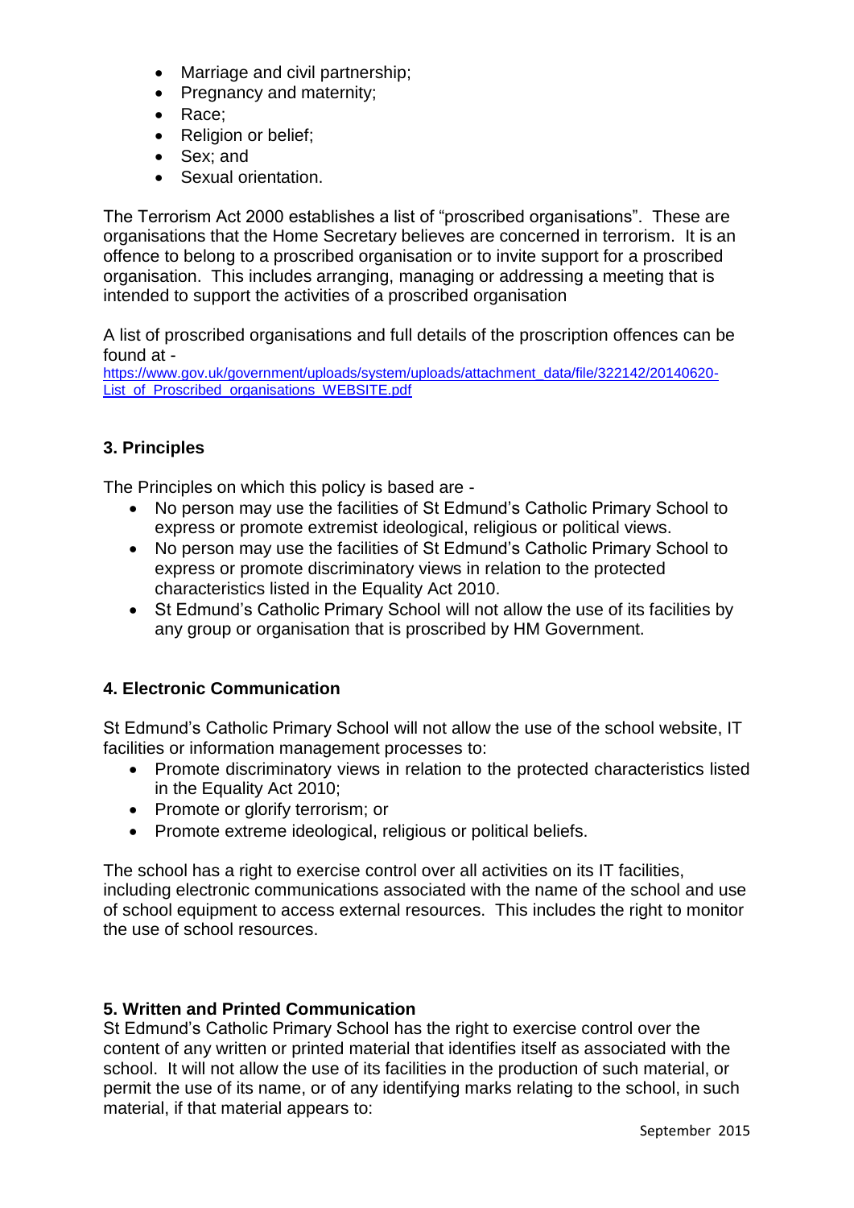- Marriage and civil partnership;
- Pregnancy and maternity;
- Race;
- Religion or belief;
- Sex; and
- Sexual orientation.

The Terrorism Act 2000 establishes a list of "proscribed organisations". These are organisations that the Home Secretary believes are concerned in terrorism. It is an offence to belong to a proscribed organisation or to invite support for a proscribed organisation. This includes arranging, managing or addressing a meeting that is intended to support the activities of a proscribed organisation

A list of proscribed organisations and full details of the proscription offences can be found at -
https://www.gov.uk/government/uploads/system/uploads/attachment_data/file/322142/20140620-List_of_Proscribed_organisations_WEBSITE.pdf

## 3. Principles

The Principles on which this policy is based are -

- No person may use the facilities of St Edmund's Catholic Primary School to express or promote extremist ideological, religious or political views.
- No person may use the facilities of St Edmund's Catholic Primary School to express or promote discriminatory views in relation to the protected characteristics listed in the Equality Act 2010.
- St Edmund's Catholic Primary School will not allow the use of its facilities by any group or organisation that is proscribed by HM Government.

## 4. Electronic Communication

St Edmund's Catholic Primary School will not allow the use of the school website, IT facilities or information management processes to:

- Promote discriminatory views in relation to the protected characteristics listed in the Equality Act 2010;
- Promote or glorify terrorism; or
- Promote extreme ideological, religious or political beliefs.

The school has a right to exercise control over all activities on its IT facilities, including electronic communications associated with the name of the school and use of school equipment to access external resources. This includes the right to monitor the use of school resources.

## 5. Written and Printed Communication

St Edmund's Catholic Primary School has the right to exercise control over the content of any written or printed material that identifies itself as associated with the school. It will not allow the use of its facilities in the production of such material, or permit the use of its name, or of any identifying marks relating to the school, in such material, if that material appears to: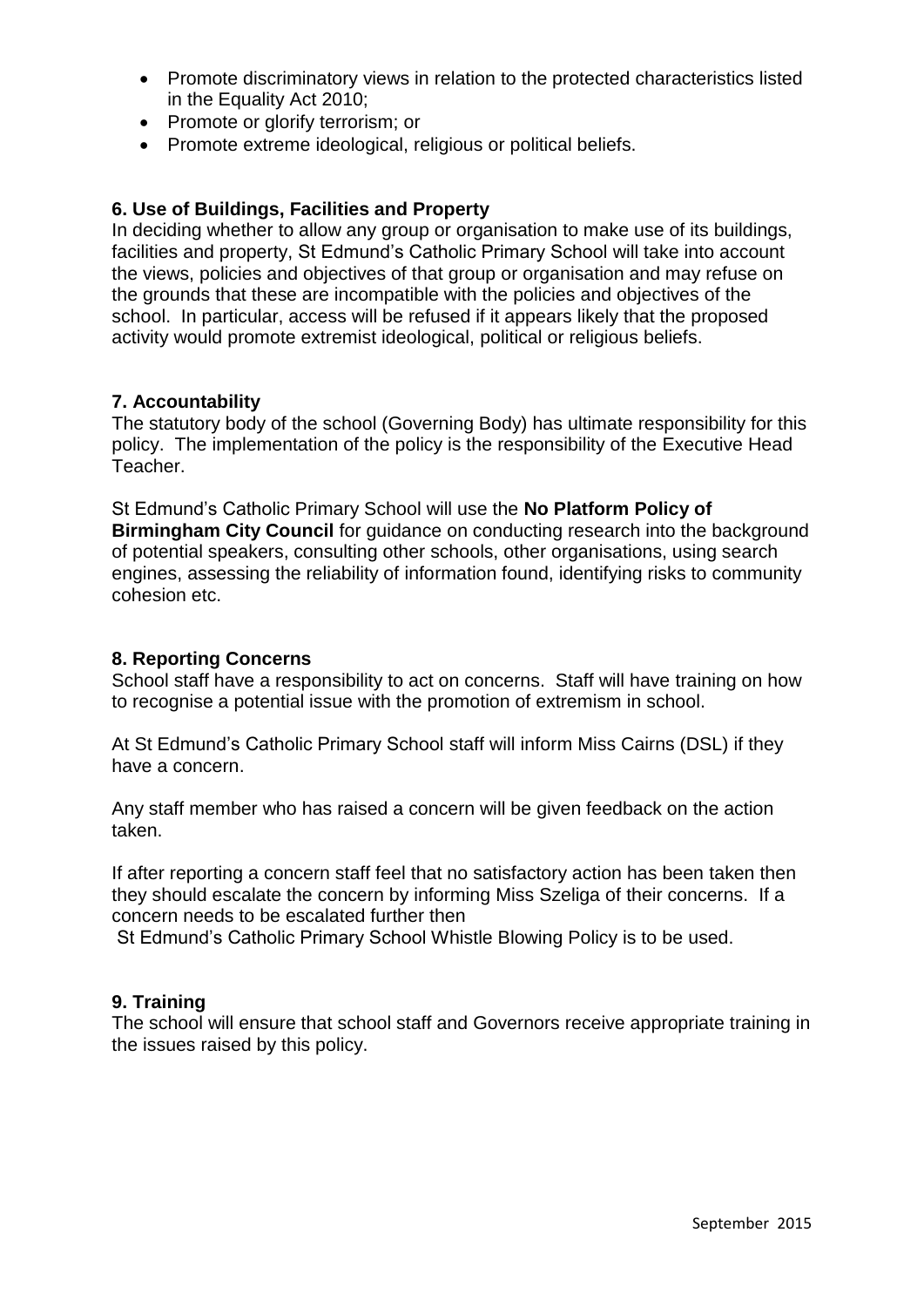- Promote discriminatory views in relation to the protected characteristics listed in the Equality Act 2010;
- Promote or glorify terrorism; or
- Promote extreme ideological, religious or political beliefs.

## 6. Use of Buildings, Facilities and Property

In deciding whether to allow any group or organisation to make use of its buildings, facilities and property, St Edmund's Catholic Primary School will take into account the views, policies and objectives of that group or organisation and may refuse on the grounds that these are incompatible with the policies and objectives of the school. In particular, access will be refused if it appears likely that the proposed activity would promote extremist ideological, political or religious beliefs.

## 7. Accountability

The statutory body of the school (Governing Body) has ultimate responsibility for this policy. The implementation of the policy is the responsibility of the Executive Head Teacher.

St Edmund's Catholic Primary School will use the **No Platform Policy of Birmingham City Council** for guidance on conducting research into the background of potential speakers, consulting other schools, other organisations, using search engines, assessing the reliability of information found, identifying risks to community cohesion etc.

## 8. Reporting Concerns

School staff have a responsibility to act on concerns. Staff will have training on how to recognise a potential issue with the promotion of extremism in school.

At St Edmund's Catholic Primary School staff will inform Miss Cairns (DSL) if they have a concern.

Any staff member who has raised a concern will be given feedback on the action taken.

If after reporting a concern staff feel that no satisfactory action has been taken then they should escalate the concern by informing Miss Szeliga of their concerns. If a concern needs to be escalated further then
St Edmund's Catholic Primary School Whistle Blowing Policy is to be used.

## 9. Training

The school will ensure that school staff and Governors receive appropriate training in the issues raised by this policy.

September 2015